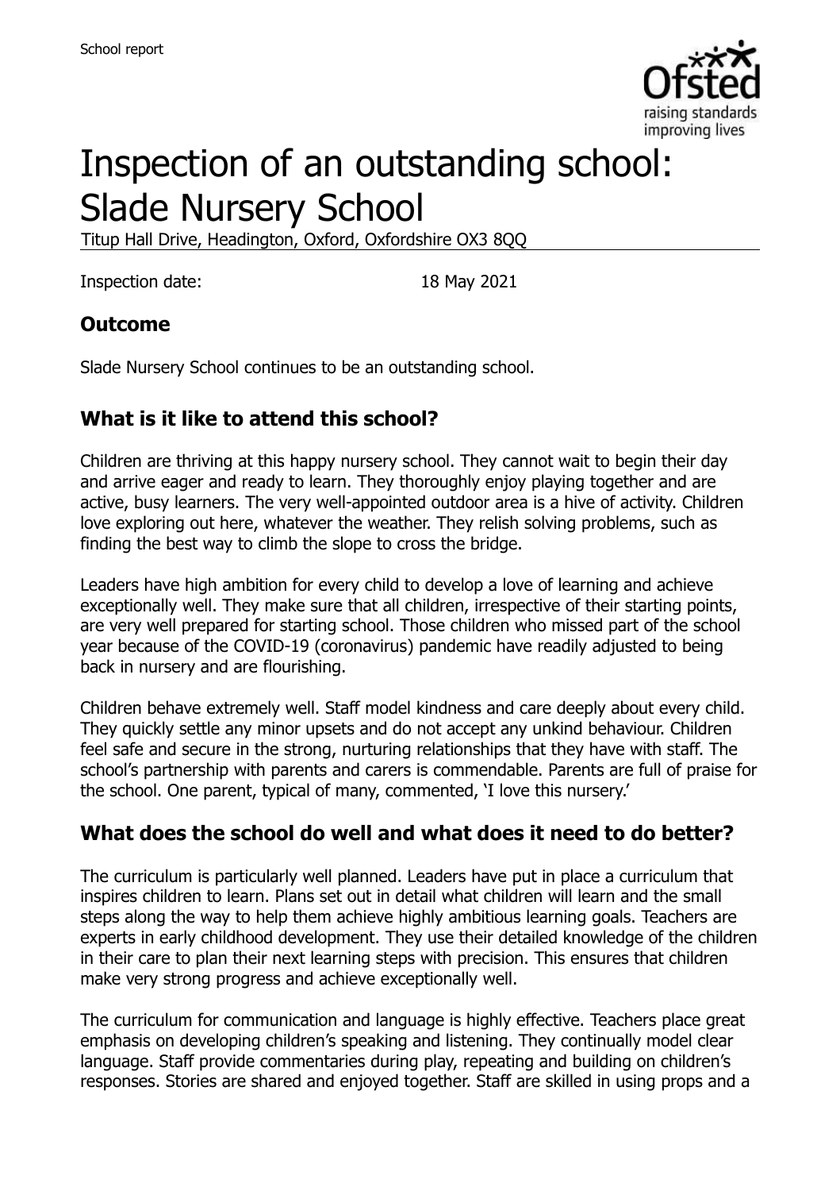# Inspection of an outstanding school: Slade Nursery School

Titup Hall Drive, Headington, Oxford, Oxfordshire OX3 8QQ

Inspection date: 18 May 2021

## Outcome

Slade Nursery School continues to be an outstanding school.

## What is it like to attend this school?

Children are thriving at this happy nursery school. They cannot wait to begin their day and arrive eager and ready to learn. They thoroughly enjoy playing together and are active, busy learners. The very well-appointed outdoor area is a hive of activity. Children love exploring out here, whatever the weather. They relish solving problems, such as finding the best way to climb the slope to cross the bridge.

Leaders have high ambition for every child to develop a love of learning and achieve exceptionally well. They make sure that all children, irrespective of their starting points, are very well prepared for starting school. Those children who missed part of the school year because of the COVID-19 (coronavirus) pandemic have readily adjusted to being back in nursery and are flourishing.

Children behave extremely well. Staff model kindness and care deeply about every child. They quickly settle any minor upsets and do not accept any unkind behaviour. Children feel safe and secure in the strong, nurturing relationships that they have with staff. The school's partnership with parents and carers is commendable. Parents are full of praise for the school. One parent, typical of many, commented, 'I love this nursery.'

## What does the school do well and what does it need to do better?

The curriculum is particularly well planned. Leaders have put in place a curriculum that inspires children to learn. Plans set out in detail what children will learn and the small steps along the way to help them achieve highly ambitious learning goals. Teachers are experts in early childhood development. They use their detailed knowledge of the children in their care to plan their next learning steps with precision. This ensures that children make very strong progress and achieve exceptionally well.

The curriculum for communication and language is highly effective. Teachers place great emphasis on developing children's speaking and listening. They continually model clear language. Staff provide commentaries during play, repeating and building on children's responses. Stories are shared and enjoyed together. Staff are skilled in using props and a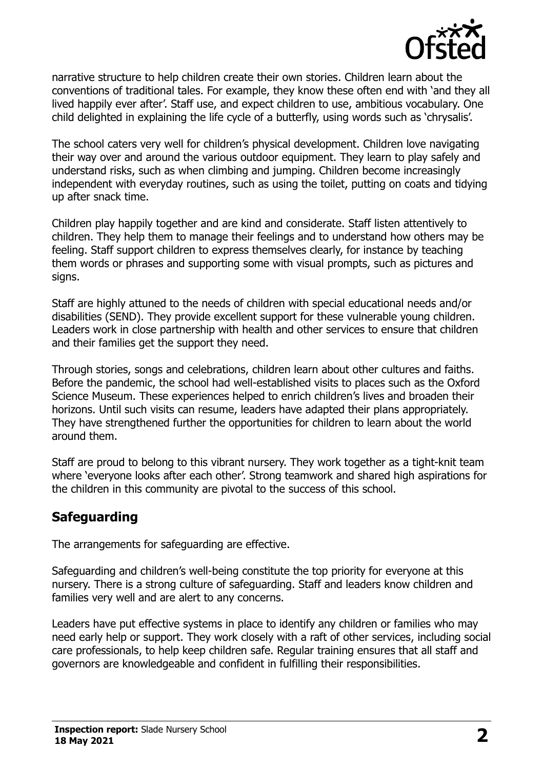narrative structure to help children create their own stories. Children learn about the conventions of traditional tales. For example, they know these often end with 'and they all lived happily ever after'. Staff use, and expect children to use, ambitious vocabulary. One child delighted in explaining the life cycle of a butterfly, using words such as 'chrysalis'.

The school caters very well for children's physical development. Children love navigating their way over and around the various outdoor equipment. They learn to play safely and understand risks, such as when climbing and jumping. Children become increasingly independent with everyday routines, such as using the toilet, putting on coats and tidying up after snack time.

Children play happily together and are kind and considerate. Staff listen attentively to children. They help them to manage their feelings and to understand how others may be feeling. Staff support children to express themselves clearly, for instance by teaching them words or phrases and supporting some with visual prompts, such as pictures and signs.

Staff are highly attuned to the needs of children with special educational needs and/or disabilities (SEND). They provide excellent support for these vulnerable young children. Leaders work in close partnership with health and other services to ensure that children and their families get the support they need.

Through stories, songs and celebrations, children learn about other cultures and faiths. Before the pandemic, the school had well-established visits to places such as the Oxford Science Museum. These experiences helped to enrich children's lives and broaden their horizons. Until such visits can resume, leaders have adapted their plans appropriately. They have strengthened further the opportunities for children to learn about the world around them.

Staff are proud to belong to this vibrant nursery. They work together as a tight-knit team where 'everyone looks after each other'. Strong teamwork and shared high aspirations for the children in this community are pivotal to the success of this school.

## Safeguarding

The arrangements for safeguarding are effective.

Safeguarding and children's well-being constitute the top priority for everyone at this nursery. There is a strong culture of safeguarding. Staff and leaders know children and families very well and are alert to any concerns.

Leaders have put effective systems in place to identify any children or families who may need early help or support. They work closely with a raft of other services, including social care professionals, to help keep children safe. Regular training ensures that all staff and governors are knowledgeable and confident in fulfilling their responsibilities.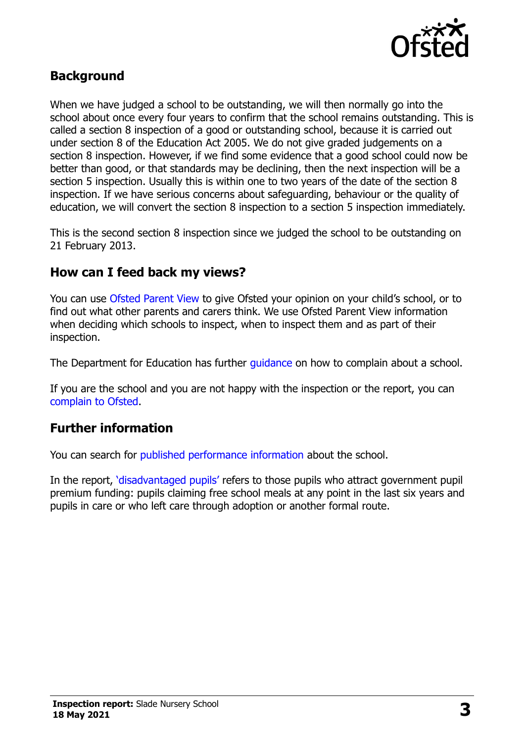## Background

When we have judged a school to be outstanding, we will then normally go into the school about once every four years to confirm that the school remains outstanding. This is called a section 8 inspection of a good or outstanding school, because it is carried out under section 8 of the Education Act 2005. We do not give graded judgements on a section 8 inspection. However, if we find some evidence that a good school could now be better than good, or that standards may be declining, then the next inspection will be a section 5 inspection. Usually this is within one to two years of the date of the section 8 inspection. If we have serious concerns about safeguarding, behaviour or the quality of education, we will convert the section 8 inspection to a section 5 inspection immediately.

This is the second section 8 inspection since we judged the school to be outstanding on 21 February 2013.

## How can I feed back my views?

You can use Ofsted Parent View to give Ofsted your opinion on your child's school, or to find out what other parents and carers think. We use Ofsted Parent View information when deciding which schools to inspect, when to inspect them and as part of their inspection.

The Department for Education has further guidance on how to complain about a school.

If you are the school and you are not happy with the inspection or the report, you can complain to Ofsted.

## Further information

You can search for published performance information about the school.

In the report, 'disadvantaged pupils' refers to those pupils who attract government pupil premium funding: pupils claiming free school meals at any point in the last six years and pupils in care or who left care through adoption or another formal route.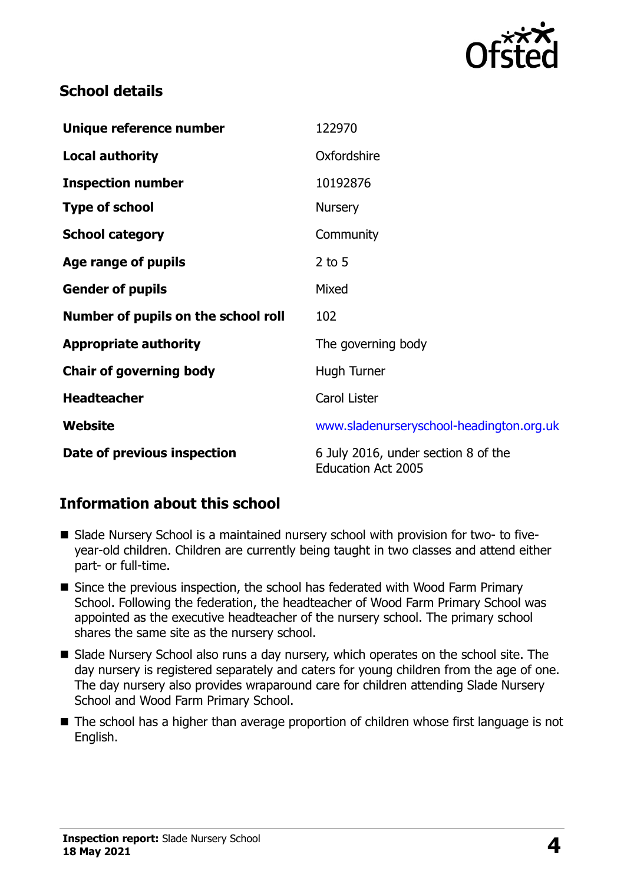## School details

| | |
|---|---|
| **Unique reference number** | 122970 |
| **Local authority** | Oxfordshire |
| **Inspection number** | 10192876 |
| **Type of school** | Nursery |
| **School category** | Community |
| **Age range of pupils** | 2 to 5 |
| **Gender of pupils** | Mixed |
| **Number of pupils on the school roll** | 102 |
| **Appropriate authority** | The governing body |
| **Chair of governing body** | Hugh Turner |
| **Headteacher** | Carol Lister |
| **Website** | www.sladenurseryschool-headington.org.uk |
| **Date of previous inspection** | 6 July 2016, under section 8 of the Education Act 2005 |

## Information about this school

- Slade Nursery School is a maintained nursery school with provision for two- to five-year-old children. Children are currently being taught in two classes and attend either part- or full-time.
- Since the previous inspection, the school has federated with Wood Farm Primary School. Following the federation, the headteacher of Wood Farm Primary School was appointed as the executive headteacher of the nursery school. The primary school shares the same site as the nursery school.
- Slade Nursery School also runs a day nursery, which operates on the school site. The day nursery is registered separately and caters for young children from the age of one. The day nursery also provides wraparound care for children attending Slade Nursery School and Wood Farm Primary School.
- The school has a higher than average proportion of children whose first language is not English.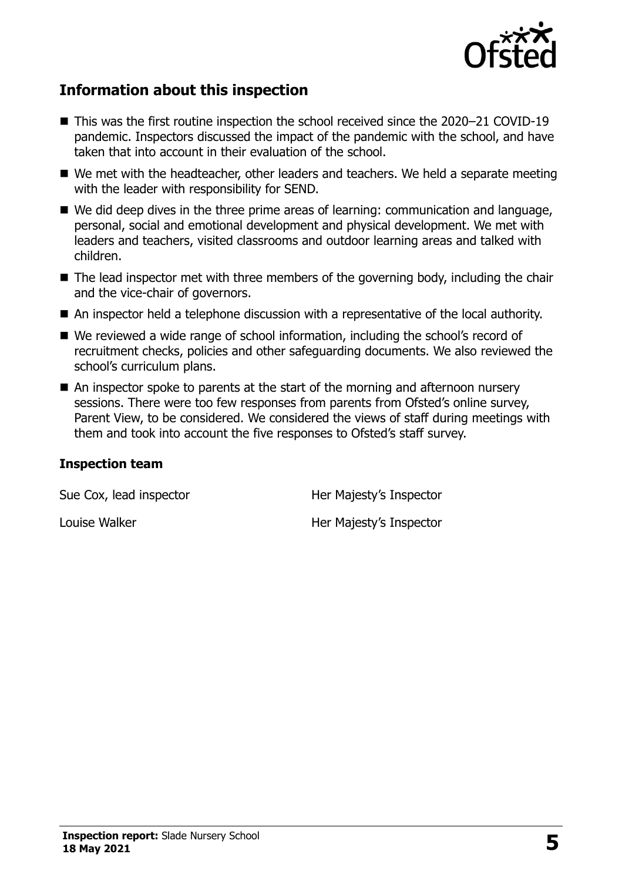## Information about this inspection

- This was the first routine inspection the school received since the 2020–21 COVID-19 pandemic. Inspectors discussed the impact of the pandemic with the school, and have taken that into account in their evaluation of the school.
- We met with the headteacher, other leaders and teachers. We held a separate meeting with the leader with responsibility for SEND.
- We did deep dives in the three prime areas of learning: communication and language, personal, social and emotional development and physical development. We met with leaders and teachers, visited classrooms and outdoor learning areas and talked with children.
- The lead inspector met with three members of the governing body, including the chair and the vice-chair of governors.
- An inspector held a telephone discussion with a representative of the local authority.
- We reviewed a wide range of school information, including the school's record of recruitment checks, policies and other safeguarding documents. We also reviewed the school's curriculum plans.
- An inspector spoke to parents at the start of the morning and afternoon nursery sessions. There were too few responses from parents from Ofsted's online survey, Parent View, to be considered. We considered the views of staff during meetings with them and took into account the five responses to Ofsted's staff survey.

### Inspection team

| | |
|---|---|
| Sue Cox, lead inspector | Her Majesty's Inspector |
| Louise Walker | Her Majesty's Inspector |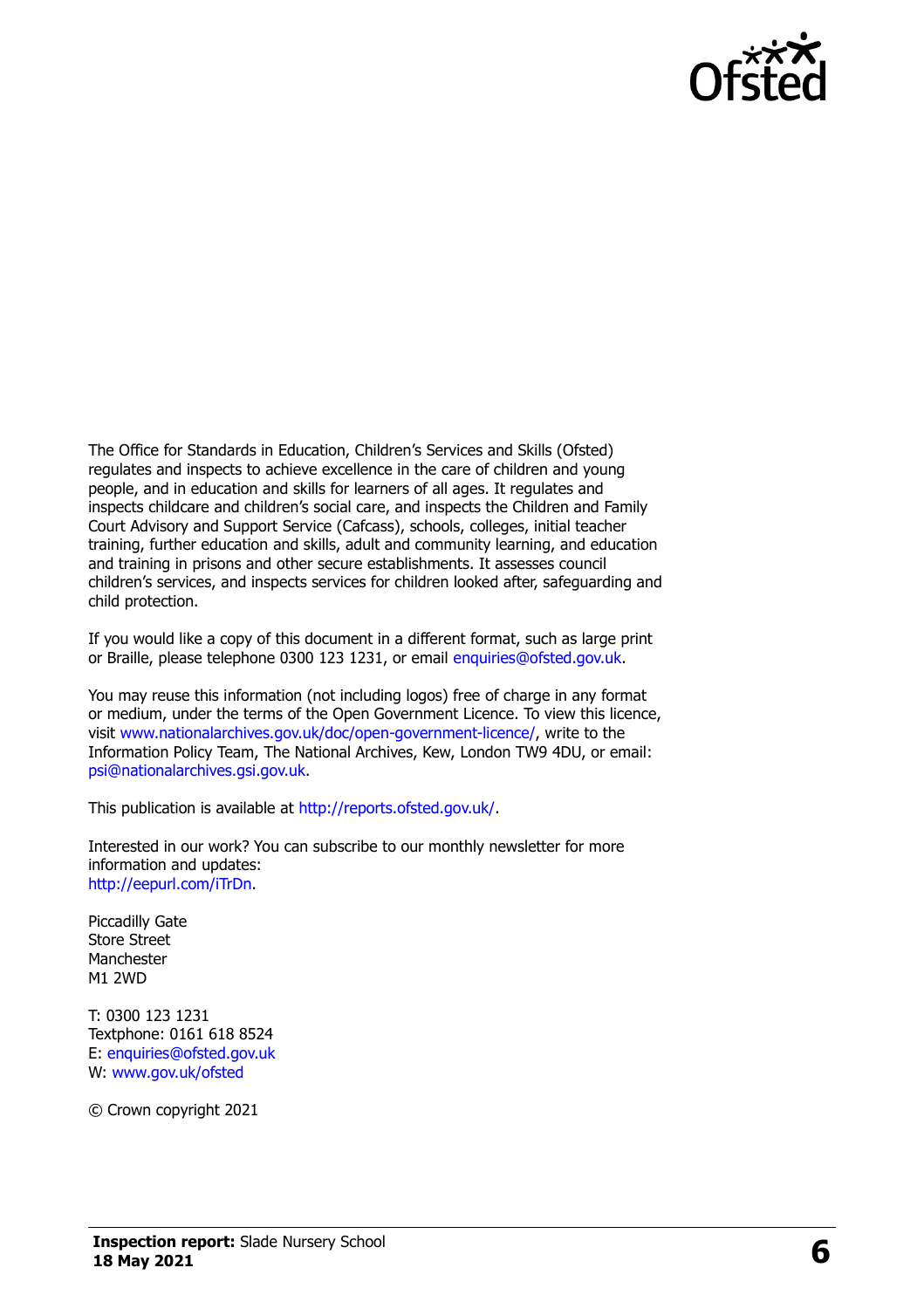The Office for Standards in Education, Children's Services and Skills (Ofsted) regulates and inspects to achieve excellence in the care of children and young people, and in education and skills for learners of all ages. It regulates and inspects childcare and children's social care, and inspects the Children and Family Court Advisory and Support Service (Cafcass), schools, colleges, initial teacher training, further education and skills, adult and community learning, and education and training in prisons and other secure establishments. It assesses council children's services, and inspects services for children looked after, safeguarding and child protection.

If you would like a copy of this document in a different format, such as large print or Braille, please telephone 0300 123 1231, or email enquiries@ofsted.gov.uk.

You may reuse this information (not including logos) free of charge in any format or medium, under the terms of the Open Government Licence. To view this licence, visit www.nationalarchives.gov.uk/doc/open-government-licence/, write to the Information Policy Team, The National Archives, Kew, London TW9 4DU, or email: psi@nationalarchives.gsi.gov.uk.

This publication is available at http://reports.ofsted.gov.uk/.

Interested in our work? You can subscribe to our monthly newsletter for more information and updates:
http://eepurl.com/iTrDn.

Piccadilly Gate
Store Street
Manchester
M1 2WD

T: 0300 123 1231
Textphone: 0161 618 8524
E: enquiries@ofsted.gov.uk
W: www.gov.uk/ofsted

© Crown copyright 2021